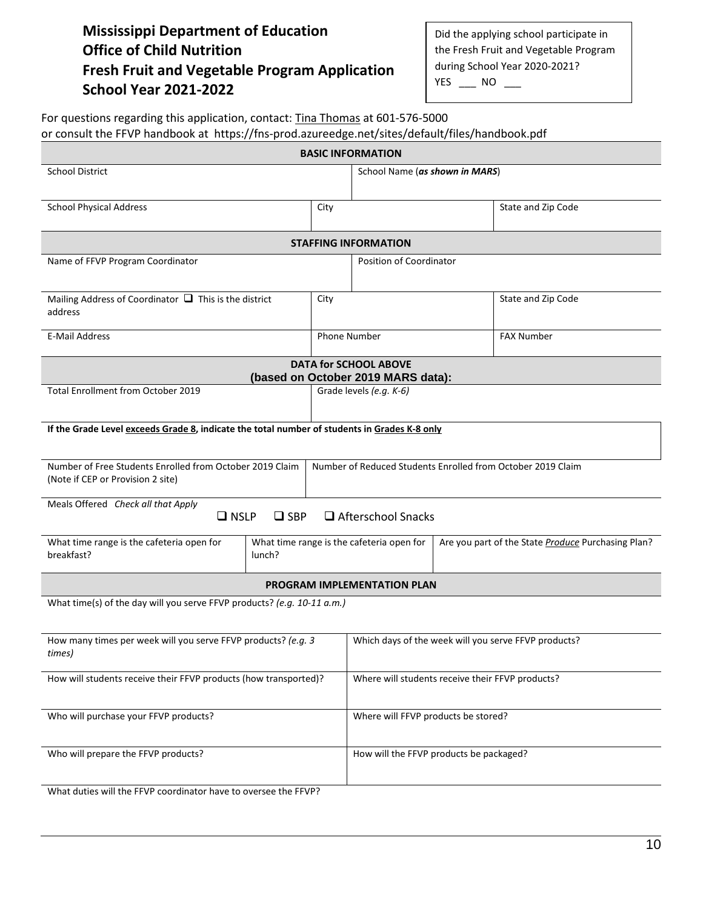# Mississippi Department of Education
# Office of Child Nutrition
# Fresh Fruit and Vegetable Program Application
# School Year 2021-2022

Did the applying school participate in the Fresh Fruit and Vegetable Program during School Year 2020-2021?
YES ___ NO ___

For questions regarding this application, contact: Tina Thomas at 601-576-5000
or consult the FFVP handbook at https://fns-prod.azureedge.net/sites/default/files/handbook.pdf

| **BASIC INFORMATION** | | |
|---|---|---|
| School District | School Name (***as shown in MARS***) | |
| School Physical Address | City | State and Zip Code |

| **STAFFING INFORMATION** | | |
|---|---|---|
| Name of FFVP Program Coordinator | Position of Coordinator | |
| Mailing Address of Coordinator ❑ This is the district address | City | State and Zip Code |
| E-Mail Address | Phone Number | FAX Number |

| **DATA for SCHOOL ABOVE (based on October 2019 MARS data):** | | |
|---|---|---|
| Total Enrollment from October 2019 | Grade levels *(e.g. K-6)* | |
| **If the Grade Level exceeds Grade 8, indicate the total number of students in Grades K-8 only** | | |
| Number of Free Students Enrolled from October 2019 Claim (Note if CEP or Provision 2 site) | Number of Reduced Students Enrolled from October 2019 Claim | |
| Meals Offered *Check all that Apply* ❑ NSLP ❑ SBP ❑ Afterschool Snacks | | |
| What time range is the cafeteria open for breakfast? | What time range is the cafeteria open for lunch? | Are you part of the State *Produce* Purchasing Plan? |

| **PROGRAM IMPLEMENTATION PLAN** | |
|---|---|
| What time(s) of the day will you serve FFVP products? *(e.g. 10-11 a.m.)* | |
| How many times per week will you serve FFVP products? *(e.g. 3 times)* | Which days of the week will you serve FFVP products? |
| How will students receive their FFVP products (how transported)? | Where will students receive their FFVP products? |
| Who will purchase your FFVP products? | Where will FFVP products be stored? |
| Who will prepare the FFVP products? | How will the FFVP products be packaged? |
| What duties will the FFVP coordinator have to oversee the FFVP? | |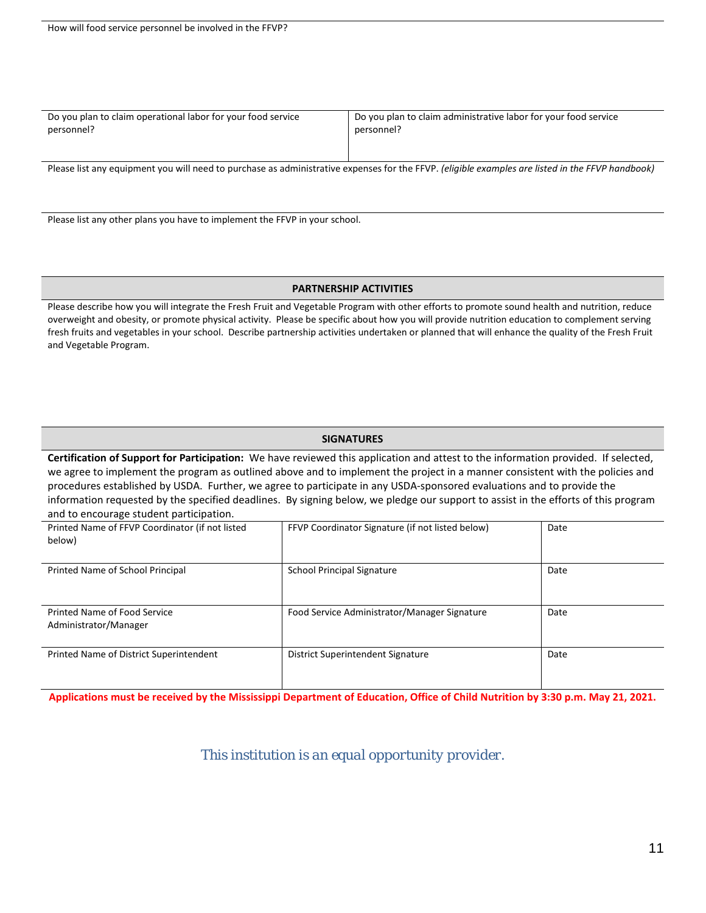How will food service personnel be involved in the FFVP?

| Do you plan to claim operational labor for your food service personnel? | Do you plan to claim administrative labor for your food service personnel? |
|---|---|
| | |

Please list any equipment you will need to purchase as administrative expenses for the FFVP. *(eligible examples are listed in the FFVP handbook)*

Please list any other plans you have to implement the FFVP in your school.

## PARTNERSHIP ACTIVITIES

Please describe how you will integrate the Fresh Fruit and Vegetable Program with other efforts to promote sound health and nutrition, reduce overweight and obesity, or promote physical activity. Please be specific about how you will provide nutrition education to complement serving fresh fruits and vegetables in your school. Describe partnership activities undertaken or planned that will enhance the quality of the Fresh Fruit and Vegetable Program.

## SIGNATURES

**Certification of Support for Participation:** We have reviewed this application and attest to the information provided. If selected, we agree to implement the program as outlined above and to implement the project in a manner consistent with the policies and procedures established by USDA. Further, we agree to participate in any USDA-sponsored evaluations and to provide the information requested by the specified deadlines. By signing below, we pledge our support to assist in the efforts of this program and to encourage student participation.

| Printed Name of FFVP Coordinator (if not listed below) | FFVP Coordinator Signature (if not listed below) | Date |
|---|---|---|
| Printed Name of School Principal | School Principal Signature | Date |
| Printed Name of Food Service Administrator/Manager | Food Service Administrator/Manager Signature | Date |
| Printed Name of District Superintendent | District Superintendent Signature | Date |

**Applications must be received by the Mississippi Department of Education, Office of Child Nutrition by 3:30 p.m. May 21, 2021.**

This institution is an equal opportunity provider.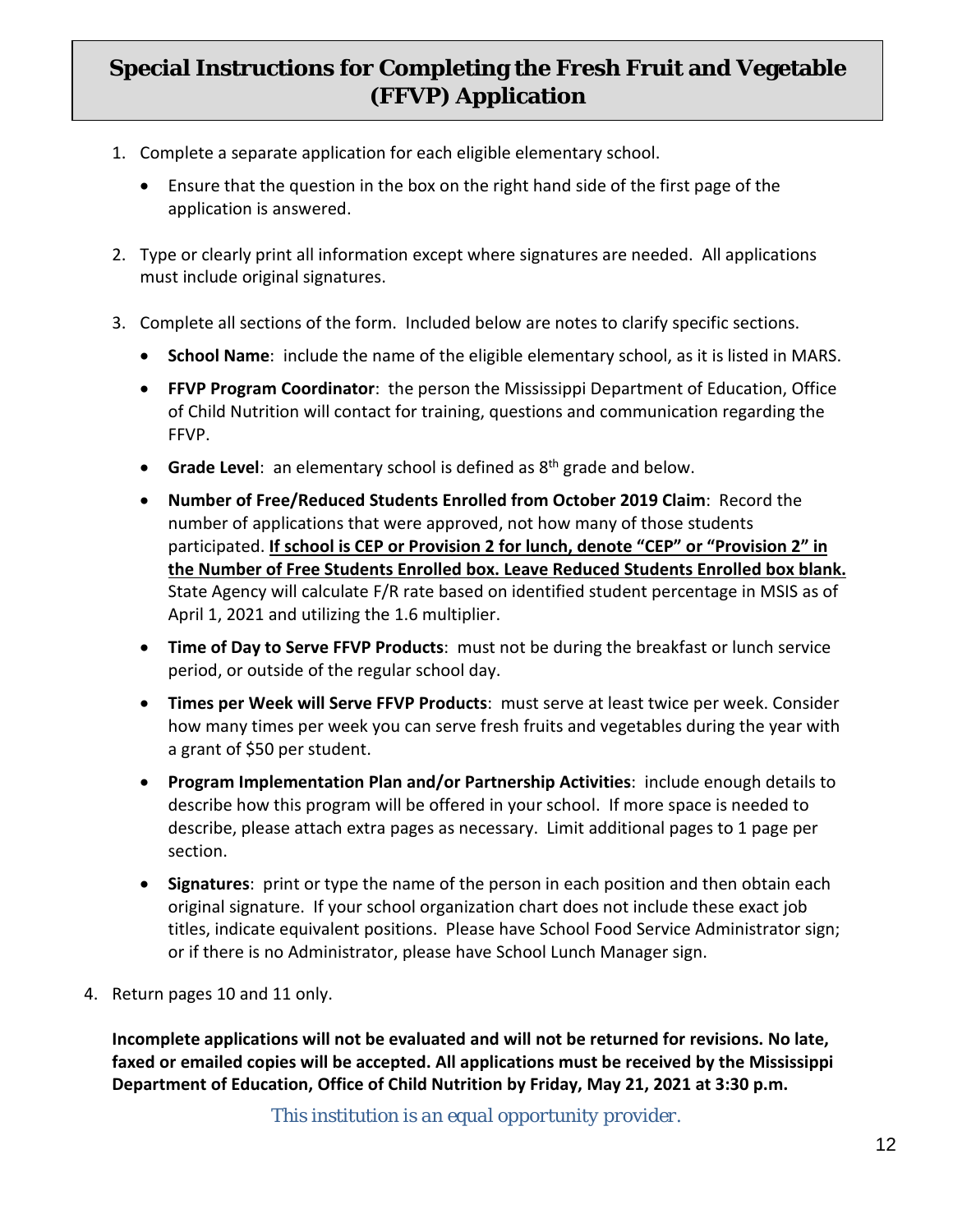# Special Instructions for Completing the Fresh Fruit and Vegetable (FFVP) Application

1. Complete a separate application for each eligible elementary school.
   - Ensure that the question in the box on the right hand side of the first page of the application is answered.
2. Type or clearly print all information except where signatures are needed. All applications must include original signatures.
3. Complete all sections of the form. Included below are notes to clarify specific sections.
   - **School Name**: include the name of the eligible elementary school, as it is listed in MARS.
   - **FFVP Program Coordinator**: the person the Mississippi Department of Education, Office of Child Nutrition will contact for training, questions and communication regarding the FFVP.
   - **Grade Level**: an elementary school is defined as 8th grade and below.
   - **Number of Free/Reduced Students Enrolled from October 2019 Claim**: Record the number of applications that were approved, not how many of those students participated. **<u>If school is CEP or Provision 2 for lunch, denote "CEP" or "Provision 2" in the Number of Free Students Enrolled box. Leave Reduced Students Enrolled box blank.</u>** State Agency will calculate F/R rate based on identified student percentage in MSIS as of April 1, 2021 and utilizing the 1.6 multiplier.
   - **Time of Day to Serve FFVP Products**: must not be during the breakfast or lunch service period, or outside of the regular school day.
   - **Times per Week will Serve FFVP Products**: must serve at least twice per week. Consider how many times per week you can serve fresh fruits and vegetables during the year with a grant of $50 per student.
   - **Program Implementation Plan and/or Partnership Activities**: include enough details to describe how this program will be offered in your school. If more space is needed to describe, please attach extra pages as necessary. Limit additional pages to 1 page per section.
   - **Signatures**: print or type the name of the person in each position and then obtain each original signature. If your school organization chart does not include these exact job titles, indicate equivalent positions. Please have School Food Service Administrator sign; or if there is no Administrator, please have School Lunch Manager sign.
4. Return pages 10 and 11 only.

**Incomplete applications will not be evaluated and will not be returned for revisions. No late, faxed or emailed copies will be accepted. All applications must be received by the Mississippi Department of Education, Office of Child Nutrition by Friday, May 21, 2021 at 3:30 p.m.**

*This institution is an equal opportunity provider.*